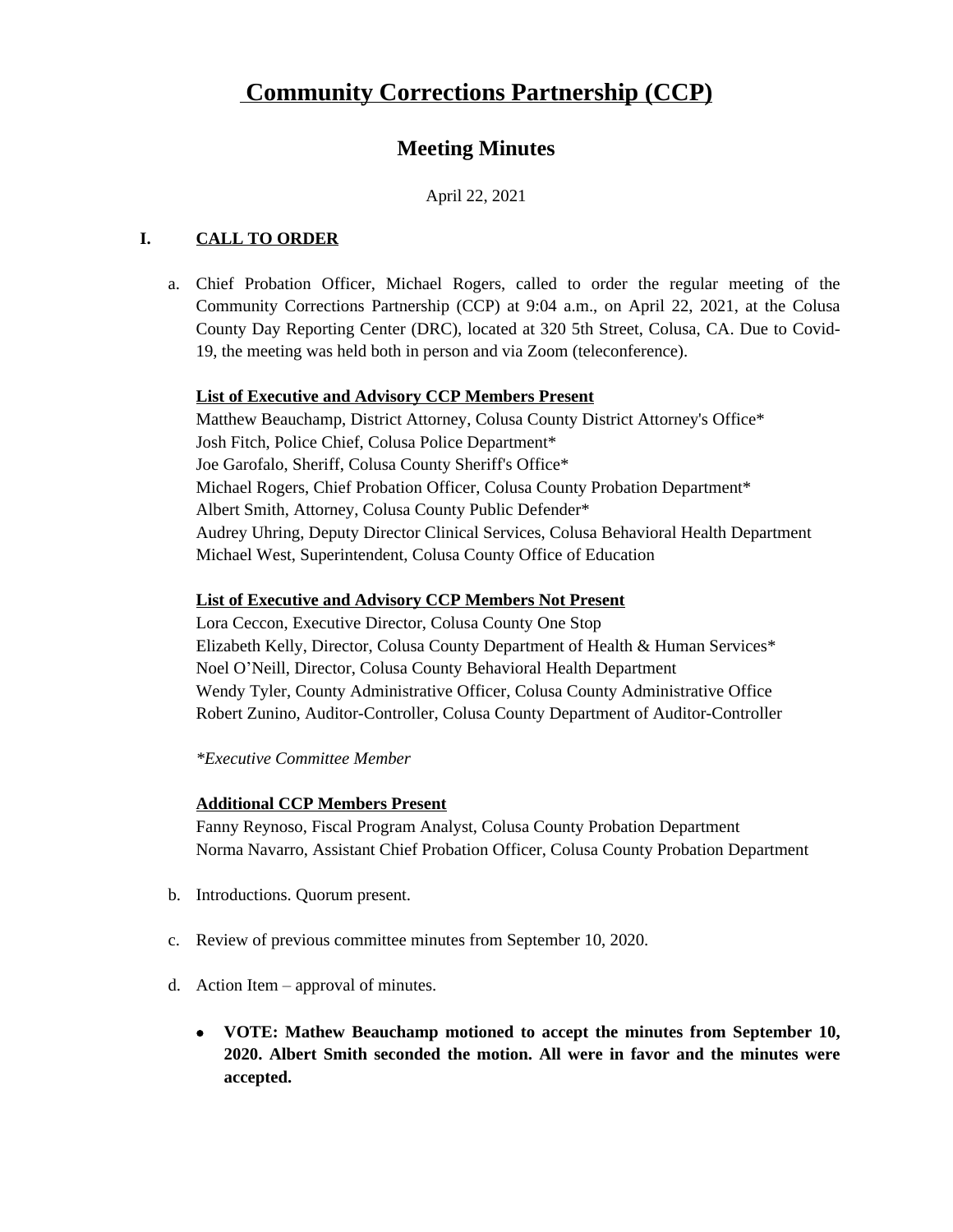# Community Corrections Partnership (CCP)

## Meeting Minutes

April 22, 2021

### I. CALL TO ORDER

a. Chief Probation Officer, Michael Rogers, called to order the regular meeting of the Community Corrections Partnership (CCP) at 9:04 a.m., on April 22, 2021, at the Colusa County Day Reporting Center (DRC), located at 320 5th Street, Colusa, CA. Due to Covid-19, the meeting was held both in person and via Zoom (teleconference).

**List of Executive and Advisory CCP Members Present**

Matthew Beauchamp, District Attorney, Colusa County District Attorney's Office*
Josh Fitch, Police Chief, Colusa Police Department*
Joe Garofalo, Sheriff, Colusa County Sheriff's Office*
Michael Rogers, Chief Probation Officer, Colusa County Probation Department*
Albert Smith, Attorney, Colusa County Public Defender*
Audrey Uhring, Deputy Director Clinical Services, Colusa Behavioral Health Department
Michael West, Superintendent, Colusa County Office of Education

**List of Executive and Advisory CCP Members Not Present**

Lora Ceccon, Executive Director, Colusa County One Stop
Elizabeth Kelly, Director, Colusa County Department of Health & Human Services*
Noel O'Neill, Director, Colusa County Behavioral Health Department
Wendy Tyler, County Administrative Officer, Colusa County Administrative Office
Robert Zunino, Auditor-Controller, Colusa County Department of Auditor-Controller

*\*Executive Committee Member*

**Additional CCP Members Present**

Fanny Reynoso, Fiscal Program Analyst, Colusa County Probation Department
Norma Navarro, Assistant Chief Probation Officer, Colusa County Probation Department

b. Introductions. Quorum present.

c. Review of previous committee minutes from September 10, 2020.

d. Action Item – approval of minutes.

- **VOTE: Mathew Beauchamp motioned to accept the minutes from September 10, 2020. Albert Smith seconded the motion. All were in favor and the minutes were accepted.**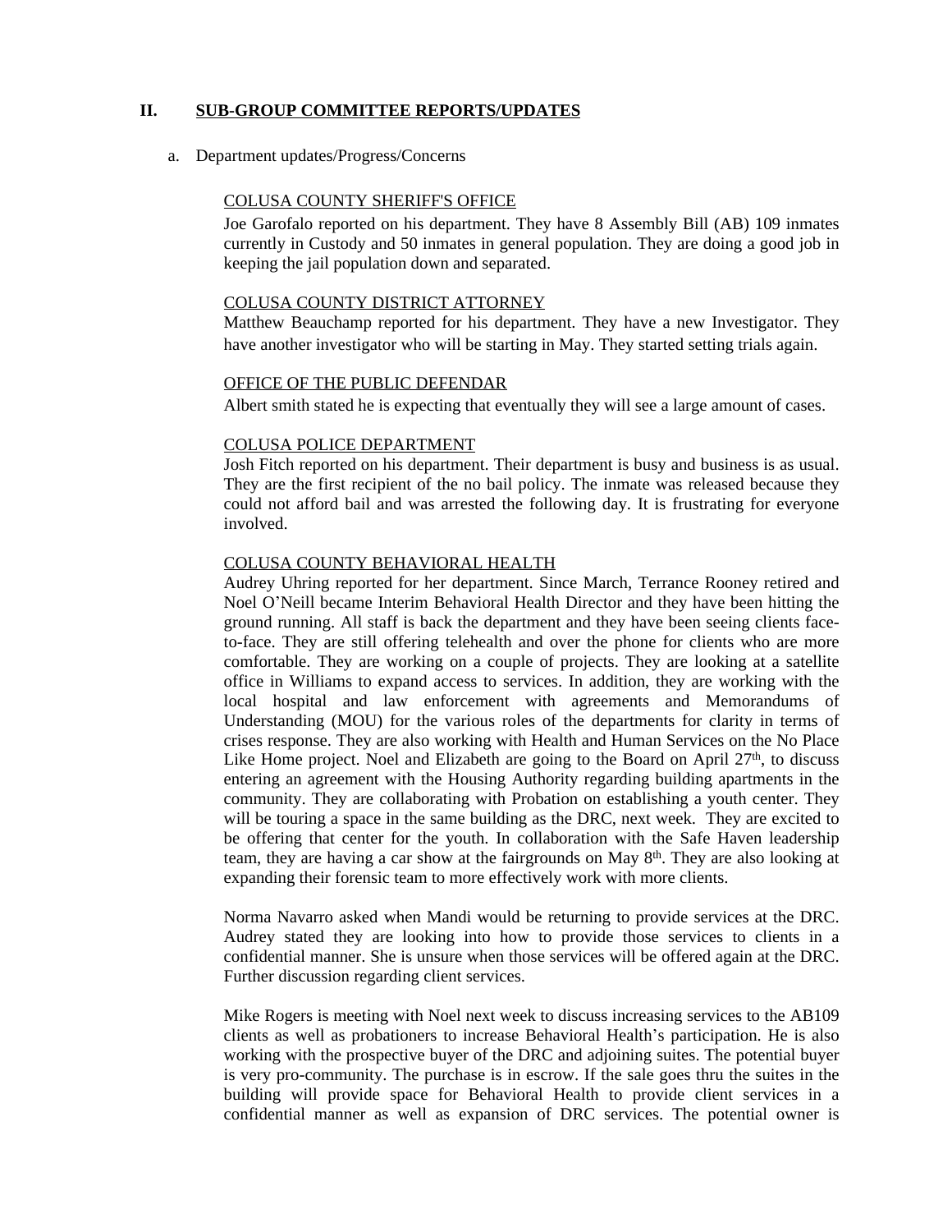## II. SUB-GROUP COMMITTEE REPORTS/UPDATES

a. Department updates/Progress/Concerns

COLUSA COUNTY SHERIFF'S OFFICE

Joe Garofalo reported on his department. They have 8 Assembly Bill (AB) 109 inmates currently in Custody and 50 inmates in general population. They are doing a good job in keeping the jail population down and separated.

COLUSA COUNTY DISTRICT ATTORNEY

Matthew Beauchamp reported for his department. They have a new Investigator. They have another investigator who will be starting in May. They started setting trials again.

OFFICE OF THE PUBLIC DEFENDAR

Albert smith stated he is expecting that eventually they will see a large amount of cases.

COLUSA POLICE DEPARTMENT

Josh Fitch reported on his department. Their department is busy and business is as usual. They are the first recipient of the no bail policy. The inmate was released because they could not afford bail and was arrested the following day. It is frustrating for everyone involved.

COLUSA COUNTY BEHAVIORAL HEALTH

Audrey Uhring reported for her department. Since March, Terrance Rooney retired and Noel O'Neill became Interim Behavioral Health Director and they have been hitting the ground running. All staff is back the department and they have been seeing clients face-to-face. They are still offering telehealth and over the phone for clients who are more comfortable. They are working on a couple of projects. They are looking at a satellite office in Williams to expand access to services. In addition, they are working with the local hospital and law enforcement with agreements and Memorandums of Understanding (MOU) for the various roles of the departments for clarity in terms of crises response. They are also working with Health and Human Services on the No Place Like Home project. Noel and Elizabeth are going to the Board on April 27th, to discuss entering an agreement with the Housing Authority regarding building apartments in the community. They are collaborating with Probation on establishing a youth center. They will be touring a space in the same building as the DRC, next week. They are excited to be offering that center for the youth. In collaboration with the Safe Haven leadership team, they are having a car show at the fairgrounds on May 8th. They are also looking at expanding their forensic team to more effectively work with more clients.

Norma Navarro asked when Mandi would be returning to provide services at the DRC. Audrey stated they are looking into how to provide those services to clients in a confidential manner. She is unsure when those services will be offered again at the DRC. Further discussion regarding client services.

Mike Rogers is meeting with Noel next week to discuss increasing services to the AB109 clients as well as probationers to increase Behavioral Health's participation. He is also working with the prospective buyer of the DRC and adjoining suites. The potential buyer is very pro-community. The purchase is in escrow. If the sale goes thru the suites in the building will provide space for Behavioral Health to provide client services in a confidential manner as well as expansion of DRC services. The potential owner is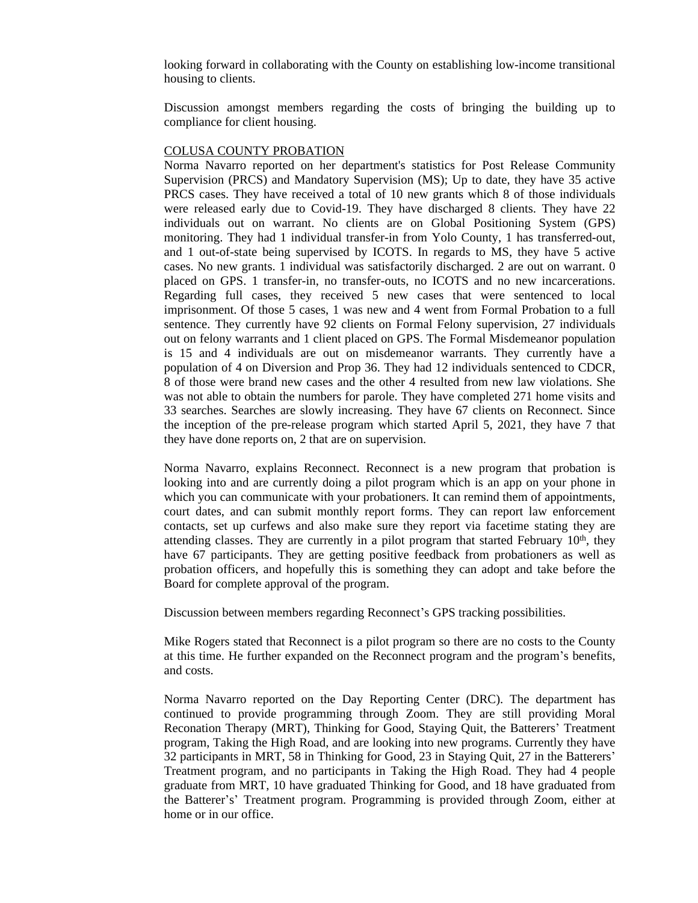looking forward in collaborating with the County on establishing low-income transitional housing to clients.

Discussion amongst members regarding the costs of bringing the building up to compliance for client housing.

COLUSA COUNTY PROBATION

Norma Navarro reported on her department's statistics for Post Release Community Supervision (PRCS) and Mandatory Supervision (MS); Up to date, they have 35 active PRCS cases. They have received a total of 10 new grants which 8 of those individuals were released early due to Covid-19. They have discharged 8 clients. They have 22 individuals out on warrant. No clients are on Global Positioning System (GPS) monitoring. They had 1 individual transfer-in from Yolo County, 1 has transferred-out, and 1 out-of-state being supervised by ICOTS. In regards to MS, they have 5 active cases. No new grants. 1 individual was satisfactorily discharged. 2 are out on warrant. 0 placed on GPS. 1 transfer-in, no transfer-outs, no ICOTS and no new incarcerations. Regarding full cases, they received 5 new cases that were sentenced to local imprisonment. Of those 5 cases, 1 was new and 4 went from Formal Probation to a full sentence. They currently have 92 clients on Formal Felony supervision, 27 individuals out on felony warrants and 1 client placed on GPS. The Formal Misdemeanor population is 15 and 4 individuals are out on misdemeanor warrants. They currently have a population of 4 on Diversion and Prop 36. They had 12 individuals sentenced to CDCR, 8 of those were brand new cases and the other 4 resulted from new law violations. She was not able to obtain the numbers for parole. They have completed 271 home visits and 33 searches. Searches are slowly increasing. They have 67 clients on Reconnect. Since the inception of the pre-release program which started April 5, 2021, they have 7 that they have done reports on, 2 that are on supervision.

Norma Navarro, explains Reconnect. Reconnect is a new program that probation is looking into and are currently doing a pilot program which is an app on your phone in which you can communicate with your probationers. It can remind them of appointments, court dates, and can submit monthly report forms. They can report law enforcement contacts, set up curfews and also make sure they report via facetime stating they are attending classes. They are currently in a pilot program that started February 10th, they have 67 participants. They are getting positive feedback from probationers as well as probation officers, and hopefully this is something they can adopt and take before the Board for complete approval of the program.

Discussion between members regarding Reconnect's GPS tracking possibilities.

Mike Rogers stated that Reconnect is a pilot program so there are no costs to the County at this time. He further expanded on the Reconnect program and the program's benefits, and costs.

Norma Navarro reported on the Day Reporting Center (DRC). The department has continued to provide programming through Zoom. They are still providing Moral Reconation Therapy (MRT), Thinking for Good, Staying Quit, the Batterers' Treatment program, Taking the High Road, and are looking into new programs. Currently they have 32 participants in MRT, 58 in Thinking for Good, 23 in Staying Quit, 27 in the Batterers' Treatment program, and no participants in Taking the High Road. They had 4 people graduate from MRT, 10 have graduated Thinking for Good, and 18 have graduated from the Batterer's' Treatment program. Programming is provided through Zoom, either at home or in our office.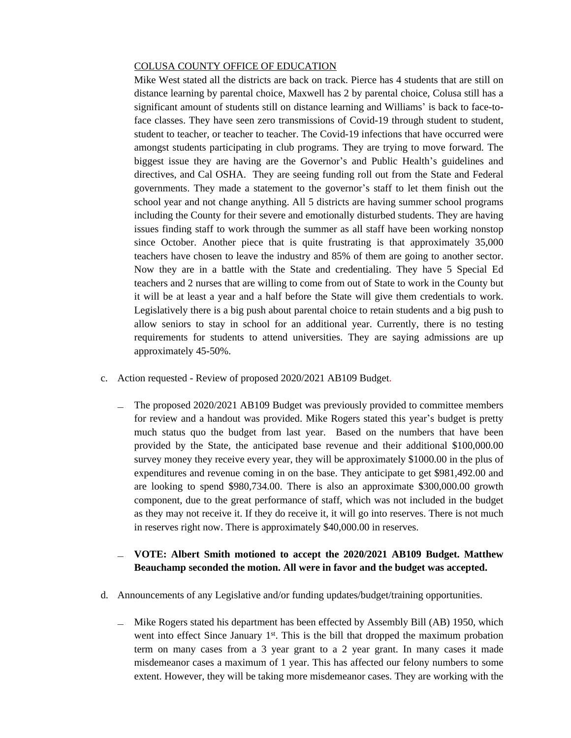COLUSA COUNTY OFFICE OF EDUCATION

Mike West stated all the districts are back on track. Pierce has 4 students that are still on distance learning by parental choice, Maxwell has 2 by parental choice, Colusa still has a significant amount of students still on distance learning and Williams' is back to face-to-face classes. They have seen zero transmissions of Covid-19 through student to student, student to teacher, or teacher to teacher. The Covid-19 infections that have occurred were amongst students participating in club programs. They are trying to move forward. The biggest issue they are having are the Governor's and Public Health's guidelines and directives, and Cal OSHA. They are seeing funding roll out from the State and Federal governments. They made a statement to the governor's staff to let them finish out the school year and not change anything. All 5 districts are having summer school programs including the County for their severe and emotionally disturbed students. They are having issues finding staff to work through the summer as all staff have been working nonstop since October. Another piece that is quite frustrating is that approximately 35,000 teachers have chosen to leave the industry and 85% of them are going to another sector. Now they are in a battle with the State and credentialing. They have 5 Special Ed teachers and 2 nurses that are willing to come from out of State to work in the County but it will be at least a year and a half before the State will give them credentials to work. Legislatively there is a big push about parental choice to retain students and a big push to allow seniors to stay in school for an additional year. Currently, there is no testing requirements for students to attend universities. They are saying admissions are up approximately 45-50%.

c. Action requested - Review of proposed 2020/2021 AB109 Budget.

- The proposed 2020/2021 AB109 Budget was previously provided to committee members for review and a handout was provided. Mike Rogers stated this year's budget is pretty much status quo the budget from last year. Based on the numbers that have been provided by the State, the anticipated base revenue and their additional $100,000.00 survey money they receive every year, they will be approximately $1000.00 in the plus of expenditures and revenue coming in on the base. They anticipate to get $981,492.00 and are looking to spend $980,734.00. There is also an approximate $300,000.00 growth component, due to the great performance of staff, which was not included in the budget as they may not receive it. If they do receive it, it will go into reserves. There is not much in reserves right now. There is approximately $40,000.00 in reserves.

- **VOTE: Albert Smith motioned to accept the 2020/2021 AB109 Budget. Matthew Beauchamp seconded the motion. All were in favor and the budget was accepted.**

d. Announcements of any Legislative and/or funding updates/budget/training opportunities.

- Mike Rogers stated his department has been effected by Assembly Bill (AB) 1950, which went into effect Since January 1st. This is the bill that dropped the maximum probation term on many cases from a 3 year grant to a 2 year grant. In many cases it made misdemeanor cases a maximum of 1 year. This has affected our felony numbers to some extent. However, they will be taking more misdemeanor cases. They are working with the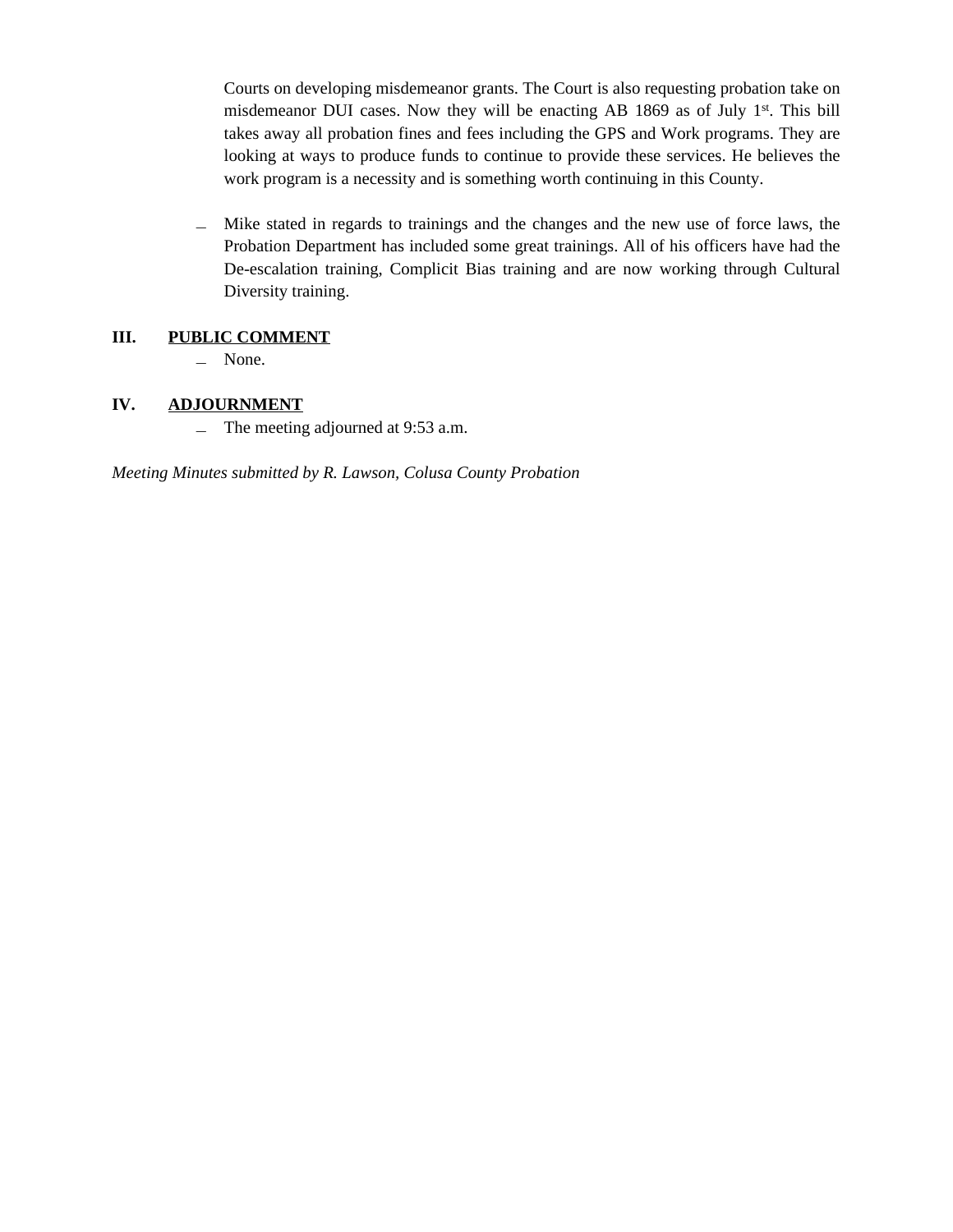Courts on developing misdemeanor grants. The Court is also requesting probation take on misdemeanor DUI cases. Now they will be enacting AB 1869 as of July 1st. This bill takes away all probation fines and fees including the GPS and Work programs. They are looking at ways to produce funds to continue to provide these services. He believes the work program is a necessity and is something worth continuing in this County.

- Mike stated in regards to trainings and the changes and the new use of force laws, the Probation Department has included some great trainings. All of his officers have had the De-escalation training, Complicit Bias training and are now working through Cultural Diversity training.

## III. PUBLIC COMMENT

- None.

## IV. ADJOURNMENT

- The meeting adjourned at 9:53 a.m.

*Meeting Minutes submitted by R. Lawson, Colusa County Probation*